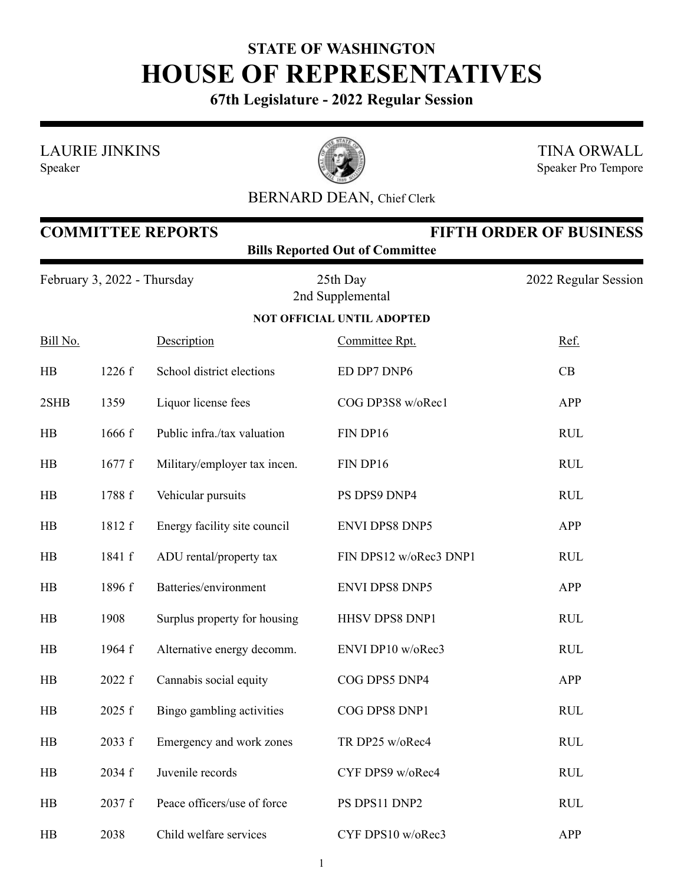# STATE OF WASHINGTON
# HOUSE OF REPRESENTATIVES
### 67th Legislature - 2022 Regular Session

LAURIE JINKINS
Speaker

TINA ORWALL
Speaker Pro Tempore

BERNARD DEAN, Chief Clerk

## COMMITTEE REPORTS — FIFTH ORDER OF BUSINESS

**Bills Reported Out of Committee**

February 3, 2022 - Thursday — 25th Day, 2nd Supplemental — 2022 Regular Session

**NOT OFFICIAL UNTIL ADOPTED**

| Bill No. | | Description | Committee Rpt. | Ref. |
|---|---|---|---|---|
| HB | 1226 f | School district elections | ED DP7 DNP6 | CB |
| 2SHB | 1359 | Liquor license fees | COG DP3S8 w/oRec1 | APP |
| HB | 1666 f | Public infra./tax valuation | FIN DP16 | RUL |
| HB | 1677 f | Military/employer tax incen. | FIN DP16 | RUL |
| HB | 1788 f | Vehicular pursuits | PS DPS9 DNP4 | RUL |
| HB | 1812 f | Energy facility site council | ENVI DPS8 DNP5 | APP |
| HB | 1841 f | ADU rental/property tax | FIN DPS12 w/oRec3 DNP1 | RUL |
| HB | 1896 f | Batteries/environment | ENVI DPS8 DNP5 | APP |
| HB | 1908 | Surplus property for housing | HHSV DPS8 DNP1 | RUL |
| HB | 1964 f | Alternative energy decomm. | ENVI DP10 w/oRec3 | RUL |
| HB | 2022 f | Cannabis social equity | COG DPS5 DNP4 | APP |
| HB | 2025 f | Bingo gambling activities | COG DPS8 DNP1 | RUL |
| HB | 2033 f | Emergency and work zones | TR DP25 w/oRec4 | RUL |
| HB | 2034 f | Juvenile records | CYF DPS9 w/oRec4 | RUL |
| HB | 2037 f | Peace officers/use of force | PS DPS11 DNP2 | RUL |
| HB | 2038 | Child welfare services | CYF DPS10 w/oRec3 | APP |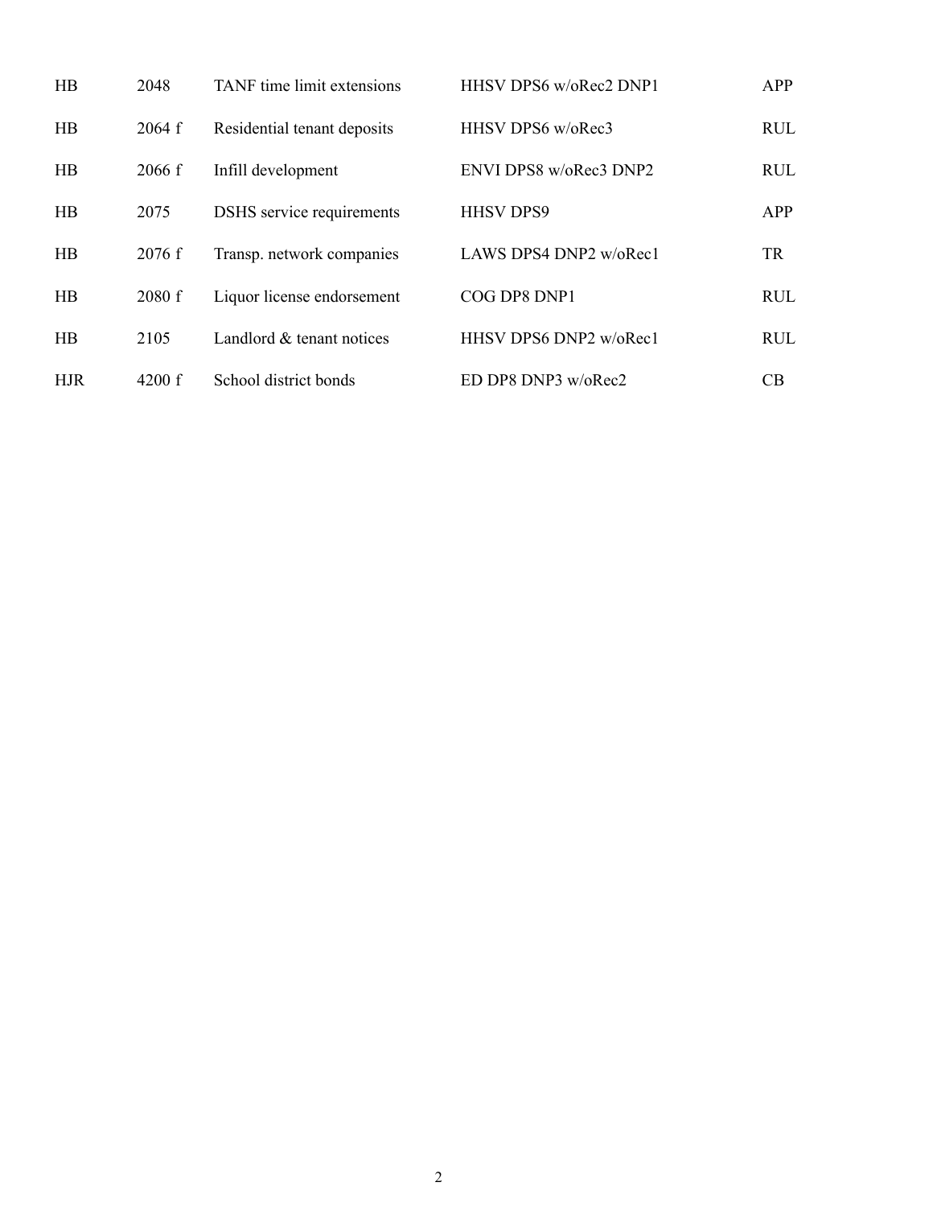| | | | | |
|---|---|---|---|---|
| HB | 2048 | TANF time limit extensions | HHSV DPS6 w/oRec2 DNP1 | APP |
| HB | 2064 f | Residential tenant deposits | HHSV DPS6 w/oRec3 | RUL |
| HB | 2066 f | Infill development | ENVI DPS8 w/oRec3 DNP2 | RUL |
| HB | 2075 | DSHS service requirements | HHSV DPS9 | APP |
| HB | 2076 f | Transp. network companies | LAWS DPS4 DNP2 w/oRec1 | TR |
| HB | 2080 f | Liquor license endorsement | COG DP8 DNP1 | RUL |
| HB | 2105 | Landlord & tenant notices | HHSV DPS6 DNP2 w/oRec1 | RUL |
| HJR | 4200 f | School district bonds | ED DP8 DNP3 w/oRec2 | CB |